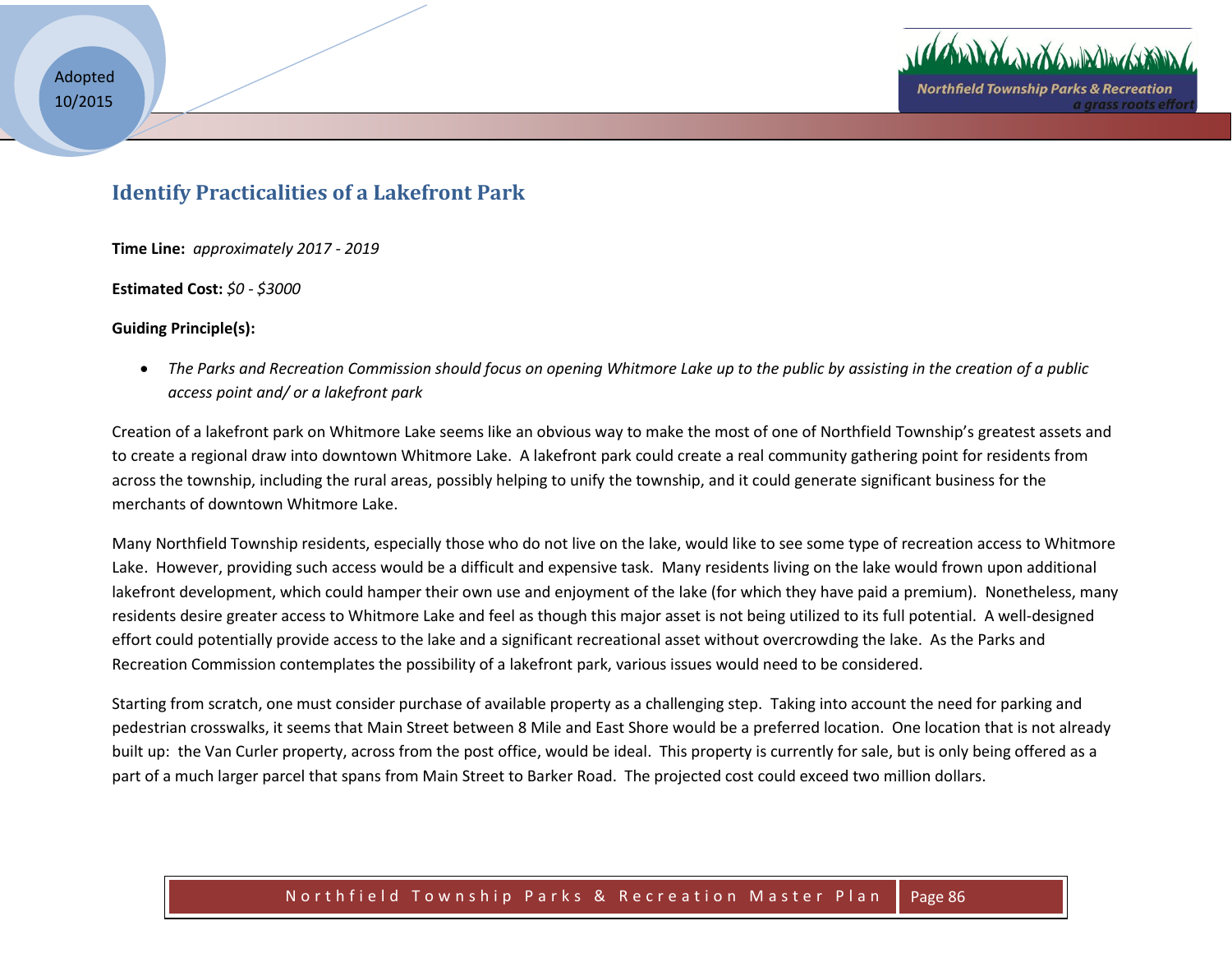## Identify Practicalities of a Lakefront Park

**Time Line:** *approximately 2017 - 2019*

**Estimated Cost:** *$0 - $3000*

**Guiding Principle(s):**

- *The Parks and Recreation Commission should focus on opening Whitmore Lake up to the public by assisting in the creation of a public access point and/ or a lakefront park*

Creation of a lakefront park on Whitmore Lake seems like an obvious way to make the most of one of Northfield Township's greatest assets and to create a regional draw into downtown Whitmore Lake. A lakefront park could create a real community gathering point for residents from across the township, including the rural areas, possibly helping to unify the township, and it could generate significant business for the merchants of downtown Whitmore Lake.

Many Northfield Township residents, especially those who do not live on the lake, would like to see some type of recreation access to Whitmore Lake. However, providing such access would be a difficult and expensive task. Many residents living on the lake would frown upon additional lakefront development, which could hamper their own use and enjoyment of the lake (for which they have paid a premium). Nonetheless, many residents desire greater access to Whitmore Lake and feel as though this major asset is not being utilized to its full potential. A well-designed effort could potentially provide access to the lake and a significant recreational asset without overcrowding the lake. As the Parks and Recreation Commission contemplates the possibility of a lakefront park, various issues would need to be considered.

Starting from scratch, one must consider purchase of available property as a challenging step. Taking into account the need for parking and pedestrian crosswalks, it seems that Main Street between 8 Mile and East Shore would be a preferred location. One location that is not already built up: the Van Curler property, across from the post office, would be ideal. This property is currently for sale, but is only being offered as a part of a much larger parcel that spans from Main Street to Barker Road. The projected cost could exceed two million dollars.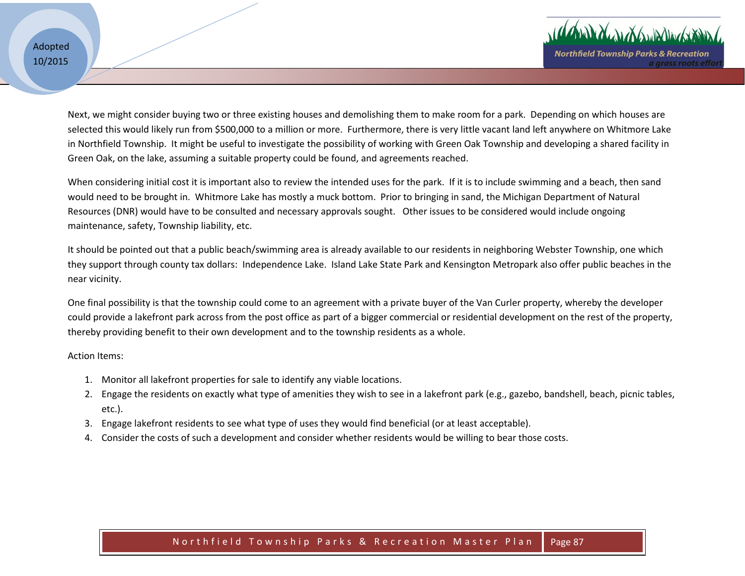Next, we might consider buying two or three existing houses and demolishing them to make room for a park. Depending on which houses are selected this would likely run from $500,000 to a million or more. Furthermore, there is very little vacant land left anywhere on Whitmore Lake in Northfield Township. It might be useful to investigate the possibility of working with Green Oak Township and developing a shared facility in Green Oak, on the lake, assuming a suitable property could be found, and agreements reached.

When considering initial cost it is important also to review the intended uses for the park. If it is to include swimming and a beach, then sand would need to be brought in. Whitmore Lake has mostly a muck bottom. Prior to bringing in sand, the Michigan Department of Natural Resources (DNR) would have to be consulted and necessary approvals sought. Other issues to be considered would include ongoing maintenance, safety, Township liability, etc.

It should be pointed out that a public beach/swimming area is already available to our residents in neighboring Webster Township, one which they support through county tax dollars: Independence Lake. Island Lake State Park and Kensington Metropark also offer public beaches in the near vicinity.

One final possibility is that the township could come to an agreement with a private buyer of the Van Curler property, whereby the developer could provide a lakefront park across from the post office as part of a bigger commercial or residential development on the rest of the property, thereby providing benefit to their own development and to the township residents as a whole.

Action Items:

1. Monitor all lakefront properties for sale to identify any viable locations.
2. Engage the residents on exactly what type of amenities they wish to see in a lakefront park (e.g., gazebo, bandshell, beach, picnic tables, etc.).
3. Engage lakefront residents to see what type of uses they would find beneficial (or at least acceptable).
4. Consider the costs of such a development and consider whether residents would be willing to bear those costs.